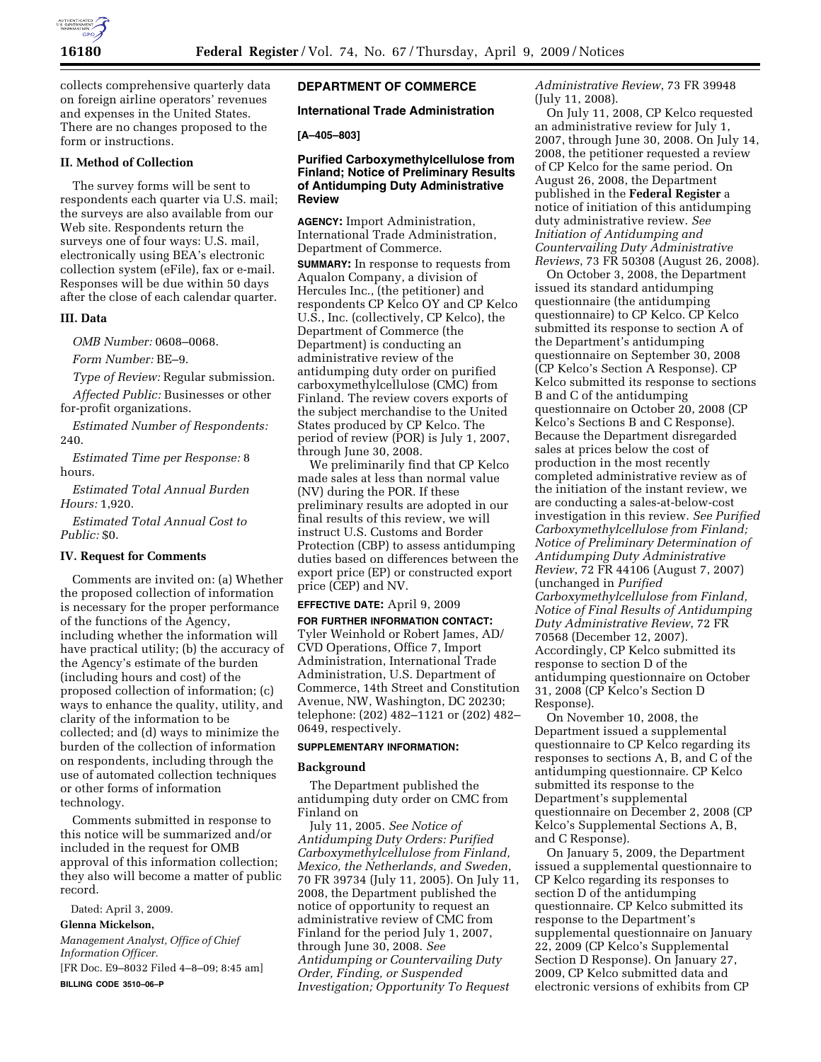collects comprehensive quarterly data on foreign airline operators' revenues and expenses in the United States. There are no changes proposed to the form or instructions.

**II. Method of Collection**

The survey forms will be sent to respondents each quarter via U.S. mail; the surveys are also available from our Web site. Respondents return the surveys one of four ways: U.S. mail, electronically using BEA's electronic collection system (eFile), fax or e-mail. Responses will be due within 50 days after the close of each calendar quarter.

**III. Data**

*OMB Number:* 0608–0068.

*Form Number:* BE–9.

*Type of Review:* Regular submission.

*Affected Public:* Businesses or other for-profit organizations.

*Estimated Number of Respondents:* 240.

*Estimated Time per Response:* 8 hours.

*Estimated Total Annual Burden Hours:* 1,920.

*Estimated Total Annual Cost to Public:* $0.

**IV. Request for Comments**

Comments are invited on: (a) Whether the proposed collection of information is necessary for the proper performance of the functions of the Agency, including whether the information will have practical utility; (b) the accuracy of the Agency's estimate of the burden (including hours and cost) of the proposed collection of information; (c) ways to enhance the quality, utility, and clarity of the information to be collected; and (d) ways to minimize the burden of the collection of information on respondents, including through the use of automated collection techniques or other forms of information technology.

Comments submitted in response to this notice will be summarized and/or included in the request for OMB approval of this information collection; they also will become a matter of public record.

Dated: April 3, 2009.

**Glenna Mickelson,**

*Management Analyst, Office of Chief Information Officer.*

[FR Doc. E9–8032 Filed 4–8–09; 8:45 am]

**BILLING CODE 3510–06–P**

## DEPARTMENT OF COMMERCE

### International Trade Administration

**[A–405–803]**

### Purified Carboxymethylcellulose from Finland; Notice of Preliminary Results of Antidumping Duty Administrative Review

**AGENCY:** Import Administration, International Trade Administration, Department of Commerce.

**SUMMARY:** In response to requests from Aqualon Company, a division of Hercules Inc., (the petitioner) and respondents CP Kelco OY and CP Kelco U.S., Inc. (collectively, CP Kelco), the Department of Commerce (the Department) is conducting an administrative review of the antidumping duty order on purified carboxymethylcellulose (CMC) from Finland. The review covers exports of the subject merchandise to the United States produced by CP Kelco. The period of review (POR) is July 1, 2007, through June 30, 2008.

We preliminarily find that CP Kelco made sales at less than normal value (NV) during the POR. If these preliminary results are adopted in our final results of this review, we will instruct U.S. Customs and Border Protection (CBP) to assess antidumping duties based on differences between the export price (EP) or constructed export price (CEP) and NV.

**EFFECTIVE DATE:** April 9, 2009

**FOR FURTHER INFORMATION CONTACT:** Tyler Weinhold or Robert James, AD/CVD Operations, Office 7, Import Administration, International Trade Administration, U.S. Department of Commerce, 14th Street and Constitution Avenue, NW, Washington, DC 20230; telephone: (202) 482–1121 or (202) 482–0649, respectively.

**SUPPLEMENTARY INFORMATION:**

**Background**

The Department published the antidumping duty order on CMC from Finland on July 11, 2005. *See Notice of Antidumping Duty Orders: Purified Carboxymethylcellulose from Finland, Mexico, the Netherlands, and Sweden*, 70 FR 39734 (July 11, 2005). On July 11, 2008, the Department published the notice of opportunity to request an administrative review of CMC from Finland for the period July 1, 2007, through June 30, 2008. *See Antidumping or Countervailing Duty Order, Finding, or Suspended Investigation; Opportunity To Request Administrative Review*, 73 FR 39948 (July 11, 2008).

On July 11, 2008, CP Kelco requested an administrative review for July 1, 2007, through June 30, 2008. On July 14, 2008, the petitioner requested a review of CP Kelco for the same period. On August 26, 2008, the Department published in the **Federal Register** a notice of initiation of this antidumping duty administrative review. *See Initiation of Antidumping and Countervailing Duty Administrative Reviews*, 73 FR 50308 (August 26, 2008).

On October 3, 2008, the Department issued its standard antidumping questionnaire (the antidumping questionnaire) to CP Kelco. CP Kelco submitted its response to section A of the Department's antidumping questionnaire on September 30, 2008 (CP Kelco's Section A Response). CP Kelco submitted its response to sections B and C of the antidumping questionnaire on October 20, 2008 (CP Kelco's Sections B and C Response). Because the Department disregarded sales at prices below the cost of production in the most recently completed administrative review as of the initiation of the instant review, we are conducting a sales-at-below-cost investigation in this review. *See Purified Carboxymethylcellulose from Finland; Notice of Preliminary Determination of Antidumping Duty Administrative Review*, 72 FR 44106 (August 7, 2007) (unchanged in *Purified Carboxymethylcellulose from Finland, Notice of Final Results of Antidumping Duty Administrative Review*, 72 FR 70568 (December 12, 2007). Accordingly, CP Kelco submitted its response to section D of the antidumping questionnaire on October 31, 2008 (CP Kelco's Section D Response).

On November 10, 2008, the Department issued a supplemental questionnaire to CP Kelco regarding its responses to sections A, B, and C of the antidumping questionnaire. CP Kelco submitted its response to the Department's supplemental questionnaire on December 2, 2008 (CP Kelco's Supplemental Sections A, B, and C Response).

On January 5, 2009, the Department issued a supplemental questionnaire to CP Kelco regarding its responses to section D of the antidumping questionnaire. CP Kelco submitted its response to the Department's supplemental questionnaire on January 22, 2009 (CP Kelco's Supplemental Section D Response). On January 27, 2009, CP Kelco submitted data and electronic versions of exhibits from CP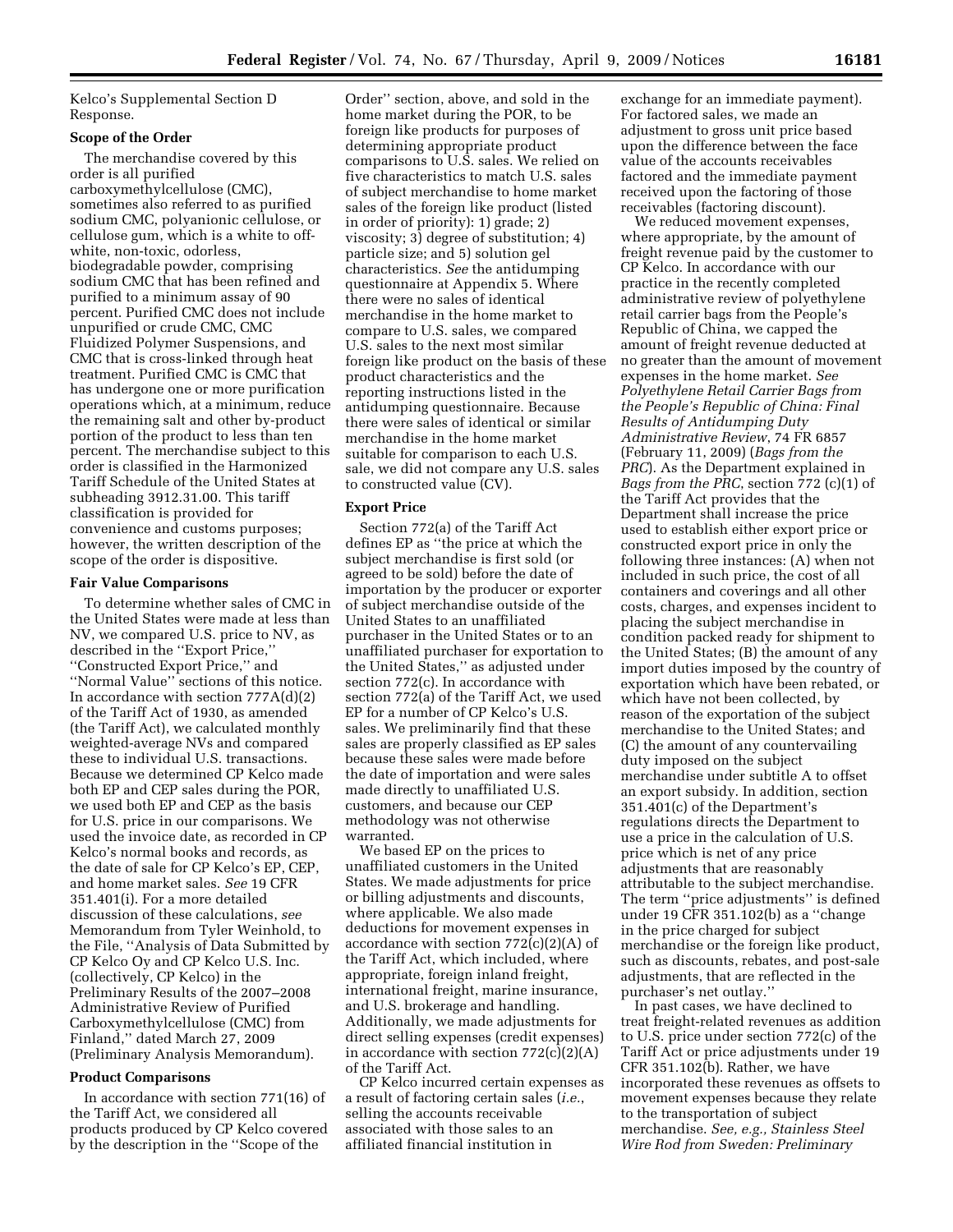Kelco's Supplemental Section D Response.

### Scope of the Order

The merchandise covered by this order is all purified carboxymethylcellulose (CMC), sometimes also referred to as purified sodium CMC, polyanionic cellulose, or cellulose gum, which is a white to off-white, non-toxic, odorless, biodegradable powder, comprising sodium CMC that has been refined and purified to a minimum assay of 90 percent. Purified CMC does not include unpurified or crude CMC, CMC Fluidized Polymer Suspensions, and CMC that is cross-linked through heat treatment. Purified CMC is CMC that has undergone one or more purification operations which, at a minimum, reduce the remaining salt and other by-product portion of the product to less than ten percent. The merchandise subject to this order is classified in the Harmonized Tariff Schedule of the United States at subheading 3912.31.00. This tariff classification is provided for convenience and customs purposes; however, the written description of the scope of the order is dispositive.

### Fair Value Comparisons

To determine whether sales of CMC in the United States were made at less than NV, we compared U.S. price to NV, as described in the ''Export Price,'' ''Constructed Export Price,'' and ''Normal Value'' sections of this notice. In accordance with section 777A(d)(2) of the Tariff Act of 1930, as amended (the Tariff Act), we calculated monthly weighted-average NVs and compared these to individual U.S. transactions. Because we determined CP Kelco made both EP and CEP sales during the POR, we used both EP and CEP as the basis for U.S. price in our comparisons. We used the invoice date, as recorded in CP Kelco's normal books and records, as the date of sale for CP Kelco's EP, CEP, and home market sales. *See* 19 CFR 351.401(i). For a more detailed discussion of these calculations, *see* Memorandum from Tyler Weinhold, to the File, ''Analysis of Data Submitted by CP Kelco Oy and CP Kelco U.S. Inc. (collectively, CP Kelco) in the Preliminary Results of the 2007–2008 Administrative Review of Purified Carboxymethylcellulose (CMC) from Finland,'' dated March 27, 2009 (Preliminary Analysis Memorandum).

### Product Comparisons

In accordance with section 771(16) of the Tariff Act, we considered all products produced by CP Kelco covered by the description in the ''Scope of the Order'' section, above, and sold in the home market during the POR, to be foreign like products for purposes of determining appropriate product comparisons to U.S. sales. We relied on five characteristics to match U.S. sales of subject merchandise to home market sales of the foreign like product (listed in order of priority): 1) grade; 2) viscosity; 3) degree of substitution; 4) particle size; and 5) solution gel characteristics. *See* the antidumping questionnaire at Appendix 5. Where there were no sales of identical merchandise in the home market to compare to U.S. sales, we compared U.S. sales to the next most similar foreign like product on the basis of these product characteristics and the reporting instructions listed in the antidumping questionnaire. Because there were sales of identical or similar merchandise in the home market suitable for comparison to each U.S. sale, we did not compare any U.S. sales to constructed value (CV).

### Export Price

Section 772(a) of the Tariff Act defines EP as ''the price at which the subject merchandise is first sold (or agreed to be sold) before the date of importation by the producer or exporter of subject merchandise outside of the United States to an unaffiliated purchaser in the United States or to an unaffiliated purchaser for exportation to the United States,'' as adjusted under section 772(c). In accordance with section 772(a) of the Tariff Act, we used EP for a number of CP Kelco's U.S. sales. We preliminarily find that these sales are properly classified as EP sales because these sales were made before the date of importation and were sales made directly to unaffiliated U.S. customers, and because our CEP methodology was not otherwise warranted.

We based EP on the prices to unaffiliated customers in the United States. We made adjustments for price or billing adjustments and discounts, where applicable. We also made deductions for movement expenses in accordance with section 772(c)(2)(A) of the Tariff Act, which included, where appropriate, foreign inland freight, international freight, marine insurance, and U.S. brokerage and handling. Additionally, we made adjustments for direct selling expenses (credit expenses) in accordance with section 772(c)(2)(A) of the Tariff Act.

CP Kelco incurred certain expenses as a result of factoring certain sales (*i.e.*, selling the accounts receivable associated with those sales to an affiliated financial institution in exchange for an immediate payment). For factored sales, we made an adjustment to gross unit price based upon the difference between the face value of the accounts receivables factored and the immediate payment received upon the factoring of those receivables (factoring discount).

We reduced movement expenses, where appropriate, by the amount of freight revenue paid by the customer to CP Kelco. In accordance with our practice in the recently completed administrative review of polyethylene retail carrier bags from the People's Republic of China, we capped the amount of freight revenue deducted at no greater than the amount of movement expenses in the home market. *See Polyethylene Retail Carrier Bags from the People's Republic of China: Final Results of Antidumping Duty Administrative Review*, 74 FR 6857 (February 11, 2009) (*Bags from the PRC*). As the Department explained in *Bags from the PRC*, section 772 (c)(1) of the Tariff Act provides that the Department shall increase the price used to establish either export price or constructed export price in only the following three instances: (A) when not included in such price, the cost of all containers and coverings and all other costs, charges, and expenses incident to placing the subject merchandise in condition packed ready for shipment to the United States; (B) the amount of any import duties imposed by the country of exportation which have been rebated, or which have not been collected, by reason of the exportation of the subject merchandise to the United States; and (C) the amount of any countervailing duty imposed on the subject merchandise under subtitle A to offset an export subsidy. In addition, section 351.401(c) of the Department's regulations directs the Department to use a price in the calculation of U.S. price which is net of any price adjustments that are reasonably attributable to the subject merchandise. The term ''price adjustments'' is defined under 19 CFR 351.102(b) as a ''change in the price charged for subject merchandise or the foreign like product, such as discounts, rebates, and post-sale adjustments, that are reflected in the purchaser's net outlay.''

In past cases, we have declined to treat freight-related revenues as addition to U.S. price under section 772(c) of the Tariff Act or price adjustments under 19 CFR 351.102(b). Rather, we have incorporated these revenues as offsets to movement expenses because they relate to the transportation of subject merchandise. *See, e.g., Stainless Steel Wire Rod from Sweden: Preliminary*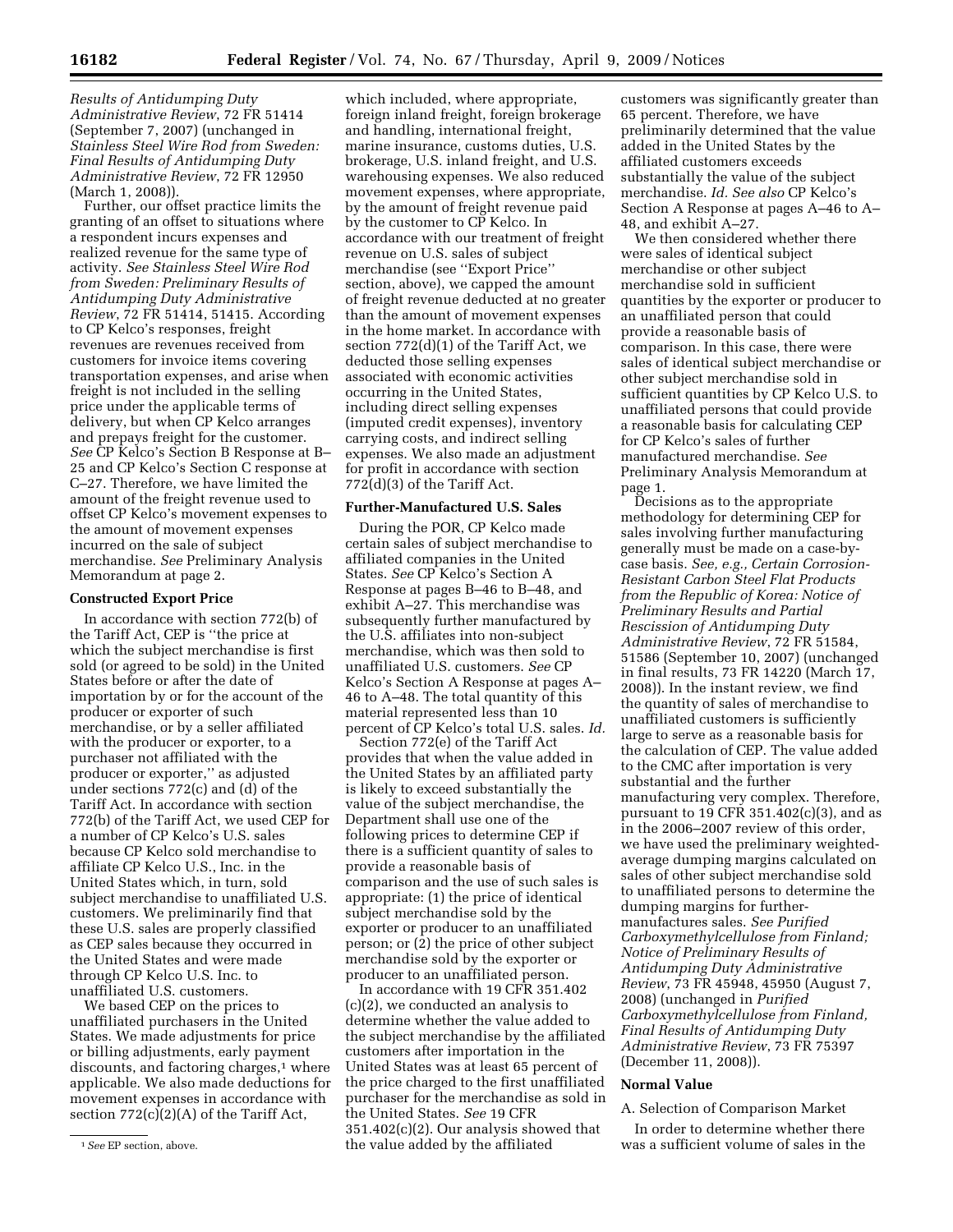*Results of Antidumping Duty Administrative Review*, 72 FR 51414 (September 7, 2007) (unchanged in *Stainless Steel Wire Rod from Sweden: Final Results of Antidumping Duty Administrative Review*, 72 FR 12950 (March 1, 2008)).

Further, our offset practice limits the granting of an offset to situations where a respondent incurs expenses and realized revenue for the same type of activity. *See Stainless Steel Wire Rod from Sweden: Preliminary Results of Antidumping Duty Administrative Review*, 72 FR 51414, 51415. According to CP Kelco's responses, freight revenues are revenues received from customers for invoice items covering transportation expenses, and arise when freight is not included in the selling price under the applicable terms of delivery, but when CP Kelco arranges and prepays freight for the customer. *See* CP Kelco's Section B Response at B–25 and CP Kelco's Section C response at C–27. Therefore, we have limited the amount of the freight revenue used to offset CP Kelco's movement expenses to the amount of movement expenses incurred on the sale of subject merchandise. *See* Preliminary Analysis Memorandum at page 2.

**Constructed Export Price**

In accordance with section 772(b) of the Tariff Act, CEP is ''the price at which the subject merchandise is first sold (or agreed to be sold) in the United States before or after the date of importation by or for the account of the producer or exporter of such merchandise, or by a seller affiliated with the producer or exporter, to a purchaser not affiliated with the producer or exporter,'' as adjusted under sections 772(c) and (d) of the Tariff Act. In accordance with section 772(b) of the Tariff Act, we used CEP for a number of CP Kelco's U.S. sales because CP Kelco sold merchandise to affiliate CP Kelco U.S., Inc. in the United States which, in turn, sold subject merchandise to unaffiliated U.S. customers. We preliminarily find that these U.S. sales are properly classified as CEP sales because they occurred in the United States and were made through CP Kelco U.S. Inc. to unaffiliated U.S. customers.

We based CEP on the prices to unaffiliated purchasers in the United States. We made adjustments for price or billing adjustments, early payment discounts, and factoring charges,[1] where applicable. We also made deductions for movement expenses in accordance with section 772(c)(2)(A) of the Tariff Act, which included, where appropriate, foreign inland freight, foreign brokerage and handling, international freight, marine insurance, customs duties, U.S. brokerage, U.S. inland freight, and U.S. warehousing expenses. We also reduced movement expenses, where appropriate, by the amount of freight revenue paid by the customer to CP Kelco. In accordance with our treatment of freight revenue on U.S. sales of subject merchandise (see ''Export Price'' section, above), we capped the amount of freight revenue deducted at no greater than the amount of movement expenses in the home market. In accordance with section 772(d)(1) of the Tariff Act, we deducted those selling expenses associated with economic activities occurring in the United States, including direct selling expenses (imputed credit expenses), inventory carrying costs, and indirect selling expenses. We also made an adjustment for profit in accordance with section 772(d)(3) of the Tariff Act.

**Further-Manufactured U.S. Sales**

During the POR, CP Kelco made certain sales of subject merchandise to affiliated companies in the United States. *See* CP Kelco's Section A Response at pages B–46 to B–48, and exhibit A–27. This merchandise was subsequently further manufactured by the U.S. affiliates into non-subject merchandise, which was then sold to unaffiliated U.S. customers. *See* CP Kelco's Section A Response at pages A–46 to A–48. The total quantity of this material represented less than 10 percent of CP Kelco's total U.S. sales. *Id.*

Section 772(e) of the Tariff Act provides that when the value added in the United States by an affiliated party is likely to exceed substantially the value of the subject merchandise, the Department shall use one of the following prices to determine CEP if there is a sufficient quantity of sales to provide a reasonable basis of comparison and the use of such sales is appropriate: (1) the price of identical subject merchandise sold by the exporter or producer to an unaffiliated person; or (2) the price of other subject merchandise sold by the exporter or producer to an unaffiliated person.

In accordance with 19 CFR 351.402 (c)(2), we conducted an analysis to determine whether the value added to the subject merchandise by the affiliated customers after importation in the United States was at least 65 percent of the price charged to the first unaffiliated purchaser for the merchandise as sold in the United States. *See* 19 CFR 351.402(c)(2). Our analysis showed that the value added by the affiliated customers was significantly greater than 65 percent. Therefore, we have preliminarily determined that the value added in the United States by the affiliated customers exceeds substantially the value of the subject merchandise. *Id. See also* CP Kelco's Section A Response at pages A–46 to A–48, and exhibit A–27.

We then considered whether there were sales of identical subject merchandise or other subject merchandise sold in sufficient quantities by the exporter or producer to an unaffiliated person that could provide a reasonable basis of comparison. In this case, there were sales of identical subject merchandise or other subject merchandise sold in sufficient quantities by CP Kelco U.S. to unaffiliated persons that could provide a reasonable basis for calculating CEP for CP Kelco's sales of further manufactured merchandise. *See* Preliminary Analysis Memorandum at page 1.

Decisions as to the appropriate methodology for determining CEP for sales involving further manufacturing generally must be made on a case-by-case basis. *See, e.g., Certain Corrosion-Resistant Carbon Steel Flat Products from the Republic of Korea: Notice of Preliminary Results and Partial Rescission of Antidumping Duty Administrative Review*, 72 FR 51584, 51586 (September 10, 2007) (unchanged in final results, 73 FR 14220 (March 17, 2008)). In the instant review, we find the quantity of sales of merchandise to unaffiliated customers is sufficiently large to serve as a reasonable basis for the calculation of CEP. The value added to the CMC after importation is very substantial and the further manufacturing very complex. Therefore, pursuant to 19 CFR 351.402(c)(3), and as in the 2006–2007 review of this order, we have used the preliminary weighted-average dumping margins calculated on sales of other subject merchandise sold to unaffiliated persons to determine the dumping margins for further-manufactures sales. *See Purified Carboxymethylcellulose from Finland; Notice of Preliminary Results of Antidumping Duty Administrative Review*, 73 FR 45948, 45950 (August 7, 2008) (unchanged in *Purified Carboxymethylcellulose from Finland, Final Results of Antidumping Duty Administrative Review*, 73 FR 75397 (December 11, 2008)).

**Normal Value**

A. Selection of Comparison Market

In order to determine whether there was a sufficient volume of sales in the

[1] *See* EP section, above.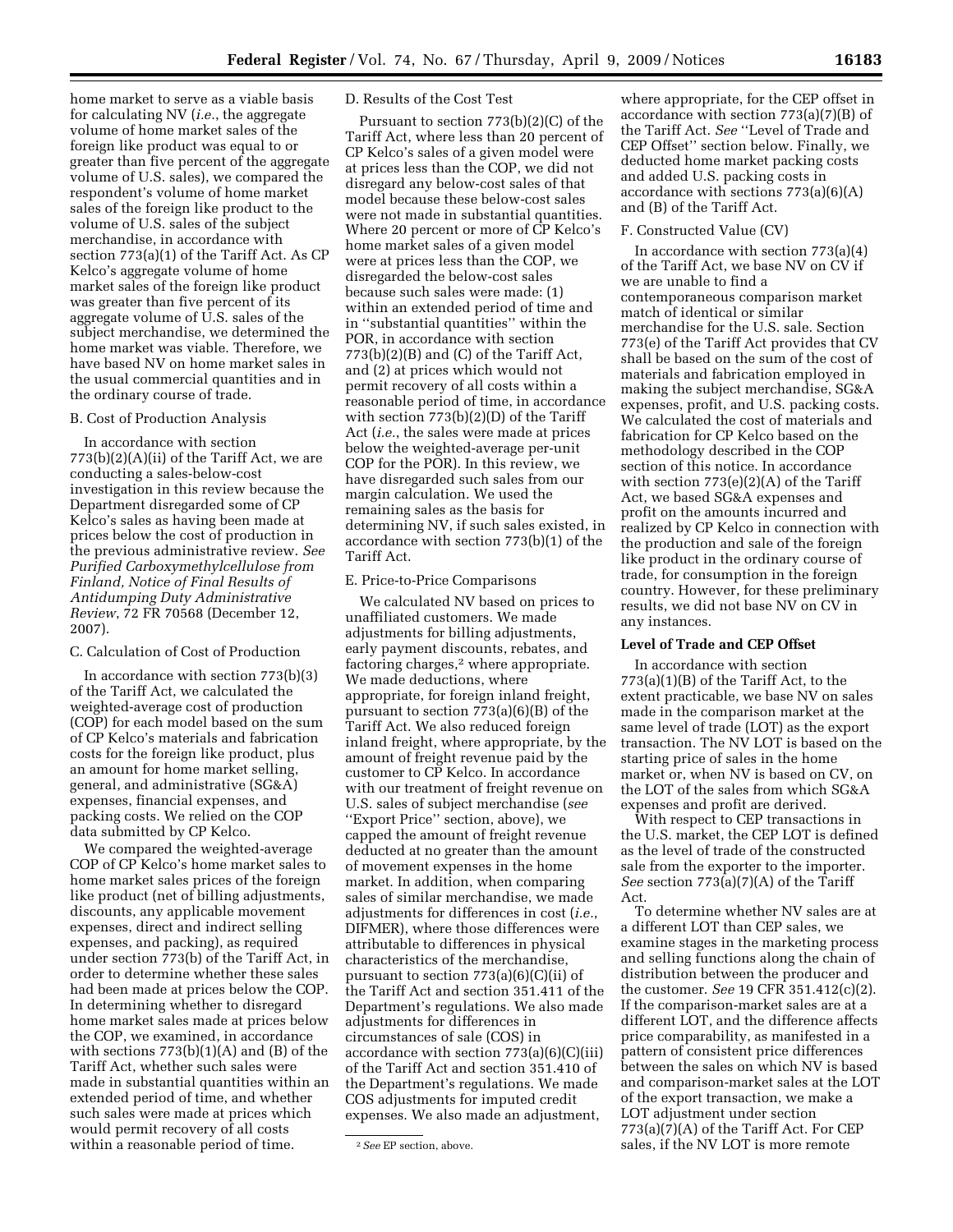home market to serve as a viable basis for calculating NV (*i.e.*, the aggregate volume of home market sales of the foreign like product was equal to or greater than five percent of the aggregate volume of U.S. sales), we compared the respondent's volume of home market sales of the foreign like product to the volume of U.S. sales of the subject merchandise, in accordance with section 773(a)(1) of the Tariff Act. As CP Kelco's aggregate volume of home market sales of the foreign like product was greater than five percent of its aggregate volume of U.S. sales of the subject merchandise, we determined the home market was viable. Therefore, we have based NV on home market sales in the usual commercial quantities and in the ordinary course of trade.

B. Cost of Production Analysis

In accordance with section 773(b)(2)(A)(ii) of the Tariff Act, we are conducting a sales-below-cost investigation in this review because the Department disregarded some of CP Kelco's sales as having been made at prices below the cost of production in the previous administrative review. *See Purified Carboxymethylcellulose from Finland, Notice of Final Results of Antidumping Duty Administrative Review*, 72 FR 70568 (December 12, 2007).

C. Calculation of Cost of Production

In accordance with section 773(b)(3) of the Tariff Act, we calculated the weighted-average cost of production (COP) for each model based on the sum of CP Kelco's materials and fabrication costs for the foreign like product, plus an amount for home market selling, general, and administrative (SG&A) expenses, financial expenses, and packing costs. We relied on the COP data submitted by CP Kelco.

We compared the weighted-average COP of CP Kelco's home market sales to home market sales prices of the foreign like product (net of billing adjustments, discounts, any applicable movement expenses, direct and indirect selling expenses, and packing), as required under section 773(b) of the Tariff Act, in order to determine whether these sales had been made at prices below the COP. In determining whether to disregard home market sales made at prices below the COP, we examined, in accordance with sections 773(b)(1)(A) and (B) of the Tariff Act, whether such sales were made in substantial quantities within an extended period of time, and whether such sales were made at prices which would permit recovery of all costs within a reasonable period of time.

D. Results of the Cost Test

Pursuant to section 773(b)(2)(C) of the Tariff Act, where less than 20 percent of CP Kelco's sales of a given model were at prices less than the COP, we did not disregard any below-cost sales of that model because these below-cost sales were not made in substantial quantities. Where 20 percent or more of CP Kelco's home market sales of a given model were at prices less than the COP, we disregarded the below-cost sales because such sales were made: (1) within an extended period of time and in ''substantial quantities'' within the POR, in accordance with section 773(b)(2)(B) and (C) of the Tariff Act, and (2) at prices which would not permit recovery of all costs within a reasonable period of time, in accordance with section 773(b)(2)(D) of the Tariff Act (*i.e.*, the sales were made at prices below the weighted-average per-unit COP for the POR). In this review, we have disregarded such sales from our margin calculation. We used the remaining sales as the basis for determining NV, if such sales existed, in accordance with section 773(b)(1) of the Tariff Act.

E. Price-to-Price Comparisons

We calculated NV based on prices to unaffiliated customers. We made adjustments for billing adjustments, early payment discounts, rebates, and factoring charges,[2] where appropriate. We made deductions, where appropriate, for foreign inland freight, pursuant to section 773(a)(6)(B) of the Tariff Act. We also reduced foreign inland freight, where appropriate, by the amount of freight revenue paid by the customer to CP Kelco. In accordance with our treatment of freight revenue on U.S. sales of subject merchandise (*see* ''Export Price'' section, above), we capped the amount of freight revenue deducted at no greater than the amount of movement expenses in the home market. In addition, when comparing sales of similar merchandise, we made adjustments for differences in cost (*i.e.*, DIFMER), where those differences were attributable to differences in physical characteristics of the merchandise, pursuant to section 773(a)(6)(C)(ii) of the Tariff Act and section 351.411 of the Department's regulations. We also made adjustments for differences in circumstances of sale (COS) in accordance with section 773(a)(6)(C)(iii) of the Tariff Act and section 351.410 of the Department's regulations. We made COS adjustments for imputed credit expenses. We also made an adjustment, where appropriate, for the CEP offset in accordance with section 773(a)(7)(B) of the Tariff Act. *See* ''Level of Trade and CEP Offset'' section below. Finally, we deducted home market packing costs and added U.S. packing costs in accordance with sections 773(a)(6)(A) and (B) of the Tariff Act.

[2] *See* EP section, above.

F. Constructed Value (CV)

In accordance with section 773(a)(4) of the Tariff Act, we base NV on CV if we are unable to find a contemporaneous comparison market match of identical or similar merchandise for the U.S. sale. Section 773(e) of the Tariff Act provides that CV shall be based on the sum of the cost of materials and fabrication employed in making the subject merchandise, SG&A expenses, profit, and U.S. packing costs. We calculated the cost of materials and fabrication for CP Kelco based on the methodology described in the COP section of this notice. In accordance with section 773(e)(2)(A) of the Tariff Act, we based SG&A expenses and profit on the amounts incurred and realized by CP Kelco in connection with the production and sale of the foreign like product in the ordinary course of trade, for consumption in the foreign country. However, for these preliminary results, we did not base NV on CV in any instances.

**Level of Trade and CEP Offset**

In accordance with section 773(a)(1)(B) of the Tariff Act, to the extent practicable, we base NV on sales made in the comparison market at the same level of trade (LOT) as the export transaction. The NV LOT is based on the starting price of sales in the home market or, when NV is based on CV, on the LOT of the sales from which SG&A expenses and profit are derived.

With respect to CEP transactions in the U.S. market, the CEP LOT is defined as the level of trade of the constructed sale from the exporter to the importer. *See* section 773(a)(7)(A) of the Tariff Act.

To determine whether NV sales are at a different LOT than CEP sales, we examine stages in the marketing process and selling functions along the chain of distribution between the producer and the customer. *See* 19 CFR 351.412(c)(2). If the comparison-market sales are at a different LOT, and the difference affects price comparability, as manifested in a pattern of consistent price differences between the sales on which NV is based and comparison-market sales at the LOT of the export transaction, we make a LOT adjustment under section 773(a)(7)(A) of the Tariff Act. For CEP sales, if the NV LOT is more remote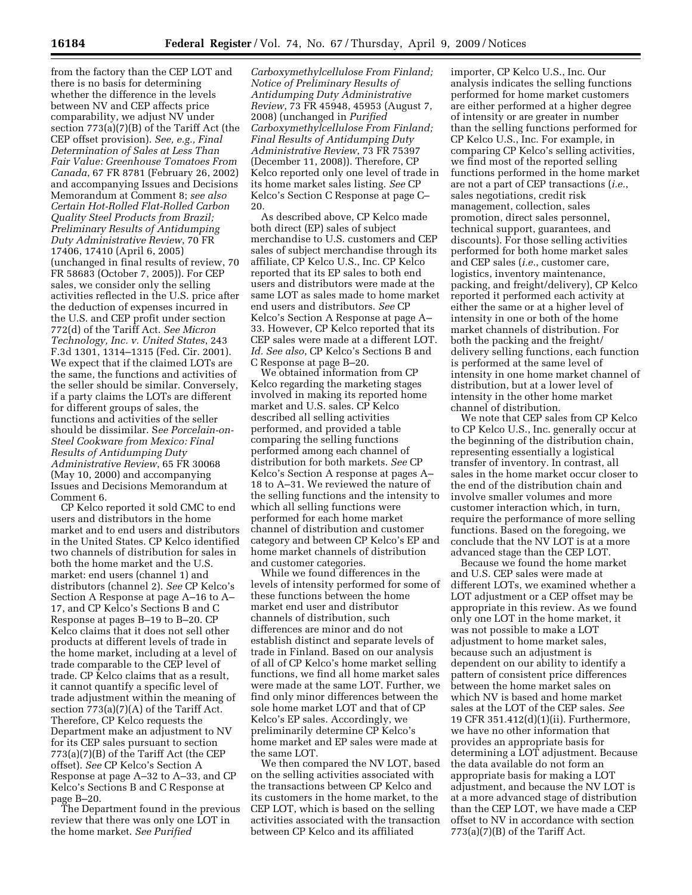from the factory than the CEP LOT and there is no basis for determining whether the difference in the levels between NV and CEP affects price comparability, we adjust NV under section 773(a)(7)(B) of the Tariff Act (the CEP offset provision). *See, e.g., Final Determination of Sales at Less Than Fair Value: Greenhouse Tomatoes From Canada*, 67 FR 8781 (February 26, 2002) and accompanying Issues and Decisions Memorandum at Comment 8; *see also Certain Hot-Rolled Flat-Rolled Carbon Quality Steel Products from Brazil; Preliminary Results of Antidumping Duty Administrative Review*, 70 FR 17406, 17410 (April 6, 2005) (unchanged in final results of review, 70 FR 58683 (October 7, 2005)). For CEP sales, we consider only the selling activities reflected in the U.S. price after the deduction of expenses incurred in the U.S. and CEP profit under section 772(d) of the Tariff Act. *See Micron Technology, Inc. v. United States*, 243 F.3d 1301, 1314–1315 (Fed. Cir. 2001). We expect that if the claimed LOTs are the same, the functions and activities of the seller should be similar. Conversely, if a party claims the LOTs are different for different groups of sales, the functions and activities of the seller should be dissimilar. *See Porcelain-on-Steel Cookware from Mexico: Final Results of Antidumping Duty Administrative Review*, 65 FR 30068 (May 10, 2000) and accompanying Issues and Decisions Memorandum at Comment 6.

CP Kelco reported it sold CMC to end users and distributors in the home market and to end users and distributors in the United States. CP Kelco identified two channels of distribution for sales in both the home market and the U.S. market: end users (channel 1) and distributors (channel 2). *See* CP Kelco's Section A Response at page A–16 to A–17, and CP Kelco's Sections B and C Response at pages B–19 to B–20. CP Kelco claims that it does not sell other products at different levels of trade in the home market, including at a level of trade comparable to the CEP level of trade. CP Kelco claims that as a result, it cannot quantify a specific level of trade adjustment within the meaning of section 773(a)(7)(A) of the Tariff Act. Therefore, CP Kelco requests the Department make an adjustment to NV for its CEP sales pursuant to section 773(a)(7)(B) of the Tariff Act (the CEP offset). *See* CP Kelco's Section A Response at page A–32 to A–33, and CP Kelco's Sections B and C Response at page B–20.

The Department found in the previous review that there was only one LOT in the home market. *See Purified Carboxymethylcellulose From Finland; Notice of Preliminary Results of Antidumping Duty Administrative Review*, 73 FR 45948, 45953 (August 7, 2008) (unchanged in *Purified Carboxymethylcellulose From Finland; Final Results of Antidumping Duty Administrative Review*, 73 FR 75397 (December 11, 2008)). Therefore, CP Kelco reported only one level of trade in its home market sales listing. *See* CP Kelco's Section C Response at page C–20.

As described above, CP Kelco made both direct (EP) sales of subject merchandise to U.S. customers and CEP sales of subject merchandise through its affiliate, CP Kelco U.S., Inc. CP Kelco reported that its EP sales to both end users and distributors were made at the same LOT as sales made to home market end users and distributors. *See* CP Kelco's Section A Response at page A–33. However, CP Kelco reported that its CEP sales were made at a different LOT. *Id. See also*, CP Kelco's Sections B and C Response at page B–20.

We obtained information from CP Kelco regarding the marketing stages involved in making its reported home market and U.S. sales. CP Kelco described all selling activities performed, and provided a table comparing the selling functions performed among each channel of distribution for both markets. *See* CP Kelco's Section A response at pages A–18 to A–31. We reviewed the nature of the selling functions and the intensity to which all selling functions were performed for each home market channel of distribution and customer category and between CP Kelco's EP and home market channels of distribution and customer categories.

While we found differences in the levels of intensity performed for some of these functions between the home market end user and distributor channels of distribution, such differences are minor and do not establish distinct and separate levels of trade in Finland. Based on our analysis of all of CP Kelco's home market selling functions, we find all home market sales were made at the same LOT. Further, we find only minor differences between the sole home market LOT and that of CP Kelco's EP sales. Accordingly, we preliminarily determine CP Kelco's home market and EP sales were made at the same LOT.

We then compared the NV LOT, based on the selling activities associated with the transactions between CP Kelco and its customers in the home market, to the CEP LOT, which is based on the selling activities associated with the transaction between CP Kelco and its affiliated importer, CP Kelco U.S., Inc. Our analysis indicates the selling functions performed for home market customers are either performed at a higher degree of intensity or are greater in number than the selling functions performed for CP Kelco U.S., Inc. For example, in comparing CP Kelco's selling activities, we find most of the reported selling functions performed in the home market are not a part of CEP transactions (*i.e.*, sales negotiations, credit risk management, collection, sales promotion, direct sales personnel, technical support, guarantees, and discounts). For those selling activities performed for both home market sales and CEP sales (*i.e.*, customer care, logistics, inventory maintenance, packing, and freight/delivery), CP Kelco reported it performed each activity at either the same or at a higher level of intensity in one or both of the home market channels of distribution. For both the packing and the freight/delivery selling functions, each function is performed at the same level of intensity in one home market channel of distribution, but at a lower level of intensity in the other home market channel of distribution.

We note that CEP sales from CP Kelco to CP Kelco U.S., Inc. generally occur at the beginning of the distribution chain, representing essentially a logistical transfer of inventory. In contrast, all sales in the home market occur closer to the end of the distribution chain and involve smaller volumes and more customer interaction which, in turn, require the performance of more selling functions. Based on the foregoing, we conclude that the NV LOT is at a more advanced stage than the CEP LOT.

Because we found the home market and U.S. CEP sales were made at different LOTs, we examined whether a LOT adjustment or a CEP offset may be appropriate in this review. As we found only one LOT in the home market, it was not possible to make a LOT adjustment to home market sales, because such an adjustment is dependent on our ability to identify a pattern of consistent price differences between the home market sales on which NV is based and home market sales at the LOT of the CEP sales. *See* 19 CFR 351.412(d)(1)(ii). Furthermore, we have no other information that provides an appropriate basis for determining a LOT adjustment. Because the data available do not form an appropriate basis for making a LOT adjustment, and because the NV LOT is at a more advanced stage of distribution than the CEP LOT, we have made a CEP offset to NV in accordance with section 773(a)(7)(B) of the Tariff Act.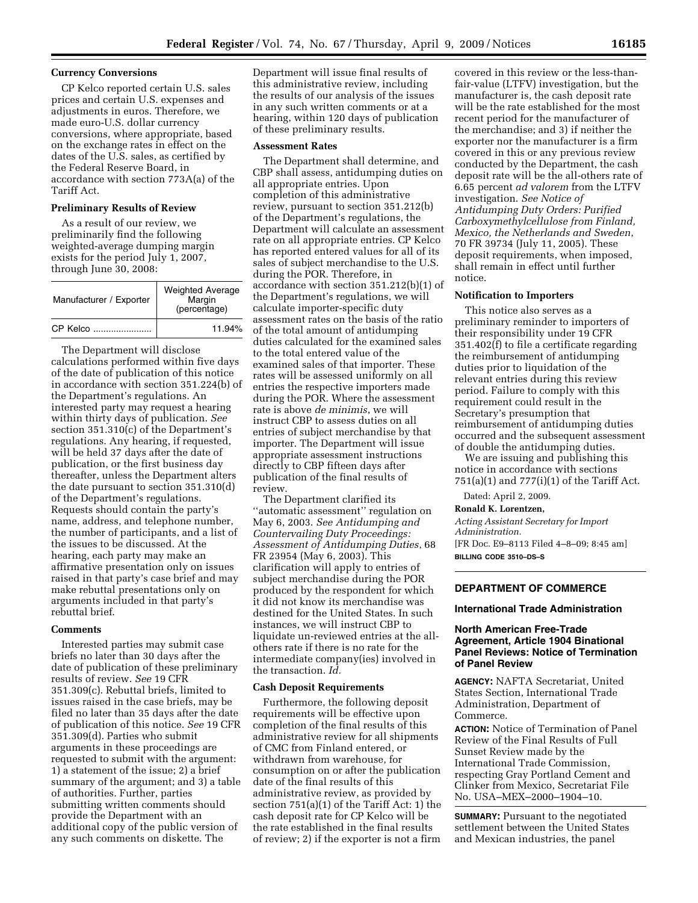### Currency Conversions

CP Kelco reported certain U.S. sales prices and certain U.S. expenses and adjustments in euros. Therefore, we made euro-U.S. dollar currency conversions, where appropriate, based on the exchange rates in effect on the dates of the U.S. sales, as certified by the Federal Reserve Board, in accordance with section 773A(a) of the Tariff Act.

### Preliminary Results of Review

As a result of our review, we preliminarily find the following weighted-average dumping margin exists for the period July 1, 2007, through June 30, 2008:

| Manufacturer / Exporter | Weighted Average Margin (percentage) |
|---|---|
| CP Kelco | 11.94% |

The Department will disclose calculations performed within five days of the date of publication of this notice in accordance with section 351.224(b) of the Department's regulations. An interested party may request a hearing within thirty days of publication. *See* section 351.310(c) of the Department's regulations. Any hearing, if requested, will be held 37 days after the date of publication, or the first business day thereafter, unless the Department alters the date pursuant to section 351.310(d) of the Department's regulations. Requests should contain the party's name, address, and telephone number, the number of participants, and a list of the issues to be discussed. At the hearing, each party may make an affirmative presentation only on issues raised in that party's case brief and may make rebuttal presentations only on arguments included in that party's rebuttal brief.

### Comments

Interested parties may submit case briefs no later than 30 days after the date of publication of these preliminary results of review. *See* 19 CFR 351.309(c). Rebuttal briefs, limited to issues raised in the case briefs, may be filed no later than 35 days after the date of publication of this notice. *See* 19 CFR 351.309(d). Parties who submit arguments in these proceedings are requested to submit with the argument: 1) a statement of the issue; 2) a brief summary of the argument; and 3) a table of authorities. Further, parties submitting written comments should provide the Department with an additional copy of the public version of any such comments on diskette. The Department will issue final results of this administrative review, including the results of our analysis of the issues in any such written comments or at a hearing, within 120 days of publication of these preliminary results.

### Assessment Rates

The Department shall determine, and CBP shall assess, antidumping duties on all appropriate entries. Upon completion of this administrative review, pursuant to section 351.212(b) of the Department's regulations, the Department will calculate an assessment rate on all appropriate entries. CP Kelco has reported entered values for all of its sales of subject merchandise to the U.S. during the POR. Therefore, in accordance with section 351.212(b)(1) of the Department's regulations, we will calculate importer-specific duty assessment rates on the basis of the ratio of the total amount of antidumping duties calculated for the examined sales to the total entered value of the examined sales of that importer. These rates will be assessed uniformly on all entries the respective importers made during the POR. Where the assessment rate is above *de minimis*, we will instruct CBP to assess duties on all entries of subject merchandise by that importer. The Department will issue appropriate assessment instructions directly to CBP fifteen days after publication of the final results of review.

The Department clarified its ''automatic assessment'' regulation on May 6, 2003. *See Antidumping and Countervailing Duty Proceedings: Assessment of Antidumping Duties*, 68 FR 23954 (May 6, 2003). This clarification will apply to entries of subject merchandise during the POR produced by the respondent for which it did not know its merchandise was destined for the United States. In such instances, we will instruct CBP to liquidate un-reviewed entries at the all-others rate if there is no rate for the intermediate company(ies) involved in the transaction. *Id.*

### Cash Deposit Requirements

Furthermore, the following deposit requirements will be effective upon completion of the final results of this administrative review for all shipments of CMC from Finland entered, or withdrawn from warehouse, for consumption on or after the publication date of the final results of this administrative review, as provided by section 751(a)(1) of the Tariff Act: 1) the cash deposit rate for CP Kelco will be the rate established in the final results of review; 2) if the exporter is not a firm covered in this review or the less-than-fair-value (LTFV) investigation, but the manufacturer is, the cash deposit rate will be the rate established for the most recent period for the manufacturer of the merchandise; and 3) if neither the exporter nor the manufacturer is a firm covered in this or any previous review conducted by the Department, the cash deposit rate will be the all-others rate of 6.65 percent *ad valorem* from the LTFV investigation. *See Notice of Antidumping Duty Orders: Purified Carboxymethylcellulose from Finland, Mexico, the Netherlands and Sweden*, 70 FR 39734 (July 11, 2005). These deposit requirements, when imposed, shall remain in effect until further notice.

### Notification to Importers

This notice also serves as a preliminary reminder to importers of their responsibility under 19 CFR 351.402(f) to file a certificate regarding the reimbursement of antidumping duties prior to liquidation of the relevant entries during this review period. Failure to comply with this requirement could result in the Secretary's presumption that reimbursement of antidumping duties occurred and the subsequent assessment of double the antidumping duties.

We are issuing and publishing this notice in accordance with sections 751(a)(1) and 777(i)(1) of the Tariff Act.

Dated: April 2, 2009.

**Ronald K. Lorentzen,**

*Acting Assistant Secretary for Import Administration.*

[FR Doc. E9–8113 Filed 4–8–09; 8:45 am]

**BILLING CODE 3510–DS–S**

## DEPARTMENT OF COMMERCE

### International Trade Administration

### North American Free-Trade Agreement, Article 1904 Binational Panel Reviews: Notice of Termination of Panel Review

**AGENCY:** NAFTA Secretariat, United States Section, International Trade Administration, Department of Commerce.

**ACTION:** Notice of Termination of Panel Review of the Final Results of Full Sunset Review made by the International Trade Commission, respecting Gray Portland Cement and Clinker from Mexico, Secretariat File No. USA–MEX–2000–1904–10.

**SUMMARY:** Pursuant to the negotiated settlement between the United States and Mexican industries, the panel